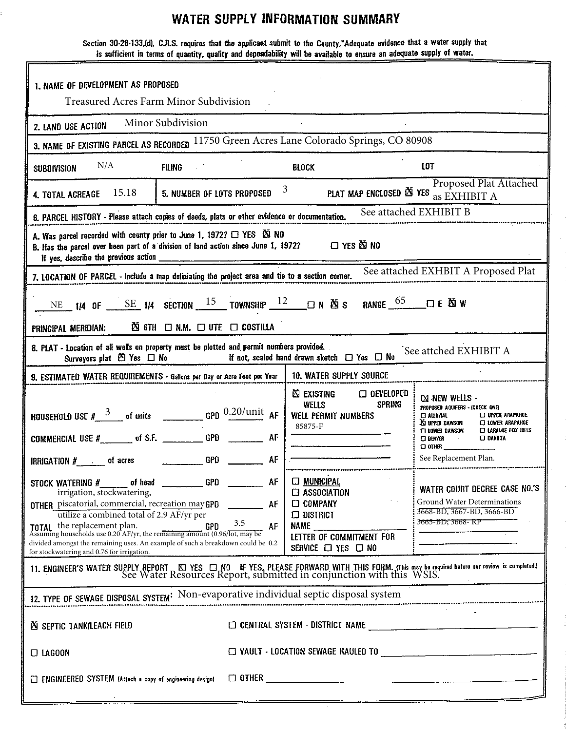# WATER SUPPLY INFORMATION SUMMARY

Section 30-28-133,(d), C.R.S. requires that the applicant submit to the County, "Adequate evidence that a water supply that is sufficient in terms of quantity, quality and dependability will be available to ensure an adequate supply of water.

**1. NAME OF DEVELOPMENT AS PROPOSED**

Treasured Acres Farm Minor Subdivision

**2. LAND USE ACTION** Minor Subdivision

**3. NAME OF EXISTING PARCEL AS RECORDED** 11750 Green Acres Lane Colorado Springs, CO 80908

**SUBDIVISION** N/A **FILING** ______ **BLOCK** ______ **LOT** ______

**4. TOTAL ACREAGE** 15.18 **5. NUMBER OF LOTS PROPOSED** 3 **PLAT MAP ENCLOSED** ☒ YES Proposed Plat Attached as EXHIBIT A

**6. PARCEL HISTORY** - Please attach copies of deeds, plats or other evidence or documentation. See attached EXHIBIT B

A. Was parcel recorded with county prior to June 1, 1972? ☐ YES ☒ NO

B. Has the parcel ever been part of a division of land action since June 1, 1972? ☐ YES ☒ NO

If yes, describe the previous action ______

**7. LOCATION OF PARCEL** - Include a map deliniating the project area and tie to a section corner. See attached EXHBIT A Proposed Plat

NE 1/4 OF SE 1/4 SECTION 15 TOWNSHIP 12 ☐ N ☒ S RANGE 65 ☐ E ☒ W

PRINCIPAL MERIDIAN: ☒ 6TH ☐ N.M. ☐ UTE ☐ COSTILLA

**8. PLAT** - Location of all wells on property must be plotted and permit numbers provided. See attched EXHIBIT A

Surveyors plat ☒ Yes ☐ No If not, scaled hand drawn sketch ☐ Yes ☐ No

**9. ESTIMATED WATER REQUIREMENTS** - Gallons per Day or Acre Feet per Year

HOUSEHOLD USE # 3 of units ______ GPD 0.20/unit AF

COMMERCIAL USE # ______ of S.F. ______ GPD ______ AF

IRRIGATION # ______ of acres ______ GPD ______ AF

STOCK WATERING # ______ of head ______ GPD ______ AF

OTHER irrigation, stockwatering, piscatorial, commercial, recreation may utilize a combined total of 2.9 AF/yr per the replacement plan. ______ GPD ______ AF

TOTAL ______ GPD 3.5 AF

Assuming households use 0.20 AF/yr, the remaining amount (0.96/lot, may be divided amongst the remaining uses. An example of such a breakdown could be 0.2 for stockwatering and 0.76 for irrigation.

**10. WATER SUPPLY SOURCE**

☒ EXISTING WELLS ☐ DEVELOPED SPRING

WELL PERMIT NUMBERS

85875-F

☒ NEW WELLS - PROPOSED AQUIFERS - (CHECK ONE)

☐ ALLUVIAL ☐ UPPER ARAPAHOE
☒ UPPER DAWSON ☐ LOWER ARAPAHOE
☐ LOWER DAWSON ☐ LARAMIE FOX HILLS
☐ DENVER ☐ DAKOTA
☐ OTHER ______

See Replacement Plan.

☐ MUNICIPAL
☐ ASSOCIATION
☐ COMPANY
☐ DISTRICT

NAME ______

LETTER OF COMMITMENT FOR SERVICE ☐ YES ☐ NO

WATER COURT DECREE CASE NO.'S

Ground Water Determinations 3668-BD, 3667-BD, 3666-BD ~~3665-BD, 3668- RP~~

**11. ENGINEER'S WATER SUPPLY REPORT** ☒ YES ☐ NO IF YES, PLEASE FORWARD WITH THIS FORM. (This may be required before our review is completed.)

See Water Resources Report, submitted in conjunction with this WSIS.

**12. TYPE OF SEWAGE DISPOSAL SYSTEM:** Non-evaporative individual septic disposal system

☒ SEPTIC TANK/LEACH FIELD ☐ CENTRAL SYSTEM - DISTRICT NAME ______

☐ LAGOON ☐ VAULT - LOCATION SEWAGE HAULED TO ______

☐ ENGINEERED SYSTEM (Attach a copy of engineering design) ☐ OTHER ______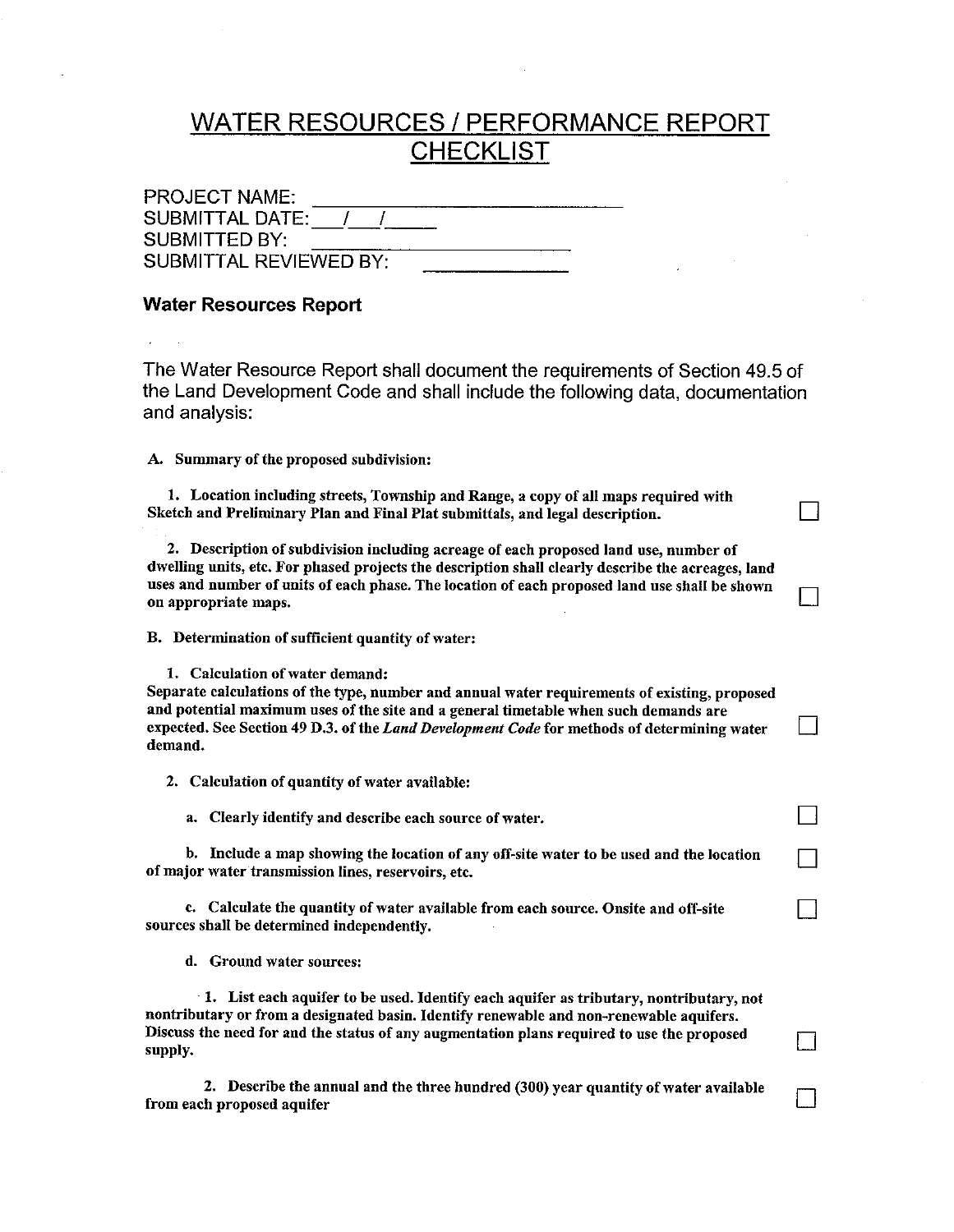# WATER RESOURCES / PERFORMANCE REPORT CHECKLIST

PROJECT NAME: ______________________________

SUBMITTAL DATE: ___/___/_____

SUBMITTED BY: ________________________

SUBMITTAL REVIEWED BY: _____________

## Water Resources Report

The Water Resource Report shall document the requirements of Section 49.5 of the Land Development Code and shall include the following data, documentation and analysis:

**A. Summary of the proposed subdivision:**

**1. Location including streets, Township and Range, a copy of all maps required with Sketch and Preliminary Plan and Final Plat submittals, and legal description.** ☐

**2. Description of subdivision including acreage of each proposed land use, number of dwelling units, etc. For phased projects the description shall clearly describe the acreages, land uses and number of units of each phase. The location of each proposed land use shall be shown on appropriate maps.** ☐

**B. Determination of sufficient quantity of water:**

**1. Calculation of water demand:**
**Separate calculations of the type, number and annual water requirements of existing, proposed and potential maximum uses of the site and a general timetable when such demands are expected. See Section 49 D.3. of the *Land Development Code* for methods of determining water demand.** ☐

**2. Calculation of quantity of water available:**

**a. Clearly identify and describe each source of water.** ☐

**b. Include a map showing the location of any off-site water to be used and the location of major water transmission lines, reservoirs, etc.** ☐

**c. Calculate the quantity of water available from each source. Onsite and off-site sources shall be determined independently.** ☐

**d. Ground water sources:**

**1. List each aquifer to be used. Identify each aquifer as tributary, nontributary, not nontributary or from a designated basin. Identify renewable and non-renewable aquifers. Discuss the need for and the status of any augmentation plans required to use the proposed supply.** ☐

**2. Describe the annual and the three hundred (300) year quantity of water available from each proposed aquifer** ☐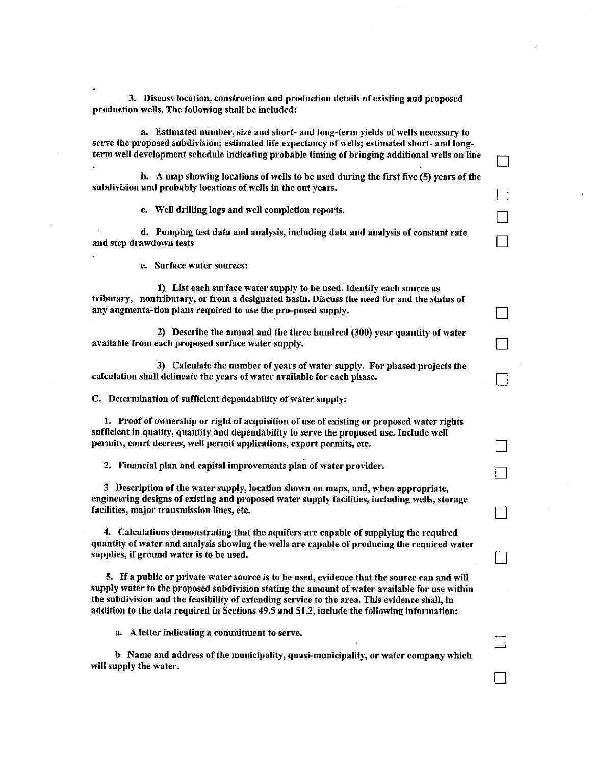**3. Discuss location, construction and production details of existing and proposed production wells. The following shall be included:**

**a. Estimated number, size and short- and long-term yields of wells necessary to serve the proposed subdivision; estimated life expectancy of wells; estimated short- and long-term well development schedule indicating probable timing of bringing additional wells on line** ☐

**b. A map showing locations of wells to be used during the first five (5) years of the subdivision and probably locations of wells in the out years.** ☐

**c. Well drilling logs and well completion reports.** ☐

**d. Pumping test data and analysis, including data and analysis of constant rate and step drawdown tests** ☐

**e. Surface water sources:**

**1) List each surface water supply to be used. Identify each source as tributary, nontributary, or from a designated basin. Discuss the need for and the status of any augmenta-tion plans required to use the pro-posed supply.** ☐

**2) Describe the annual and the three hundred (300) year quantity of water available from each proposed surface water supply.** ☐

**3) Calculate the number of years of water supply. For phased projects the calculation shall delineate the years of water available for each phase.** ☐

**C. Determination of sufficient dependability of water supply:**

**1. Proof of ownership or right of acquisition of use of existing or proposed water rights sufficient in quality, quantity and dependability to serve the proposed use. Include well permits, court decrees, well permit applications, export permits, etc.** ☐

**2. Financial plan and capital improvements plan of water provider.** ☐

**3 Description of the water supply, location shown on maps, and, when appropriate, engineering designs of existing and proposed water supply facilities, including wells, storage facilities, major transmission lines, etc.** ☐

**4. Calculations demonstrating that the aquifers are capable of supplying the required quantity of water and analysis showing the wells are capable of producing the required water supplies, if ground water is to be used.** ☐

**5. If a public or private water source is to be used, evidence that the source can and will supply water to the proposed subdivision stating the amount of water available for use within the subdivision and the feasibility of extending service to the area. This evidence shall, in addition to the data required in Sections 49.5 and 51.2, include the following information:**

**a. A letter indicating a commitment to serve.** ☐

**b Name and address of the municipality, quasi-municipality, or water company which will supply the water.** ☐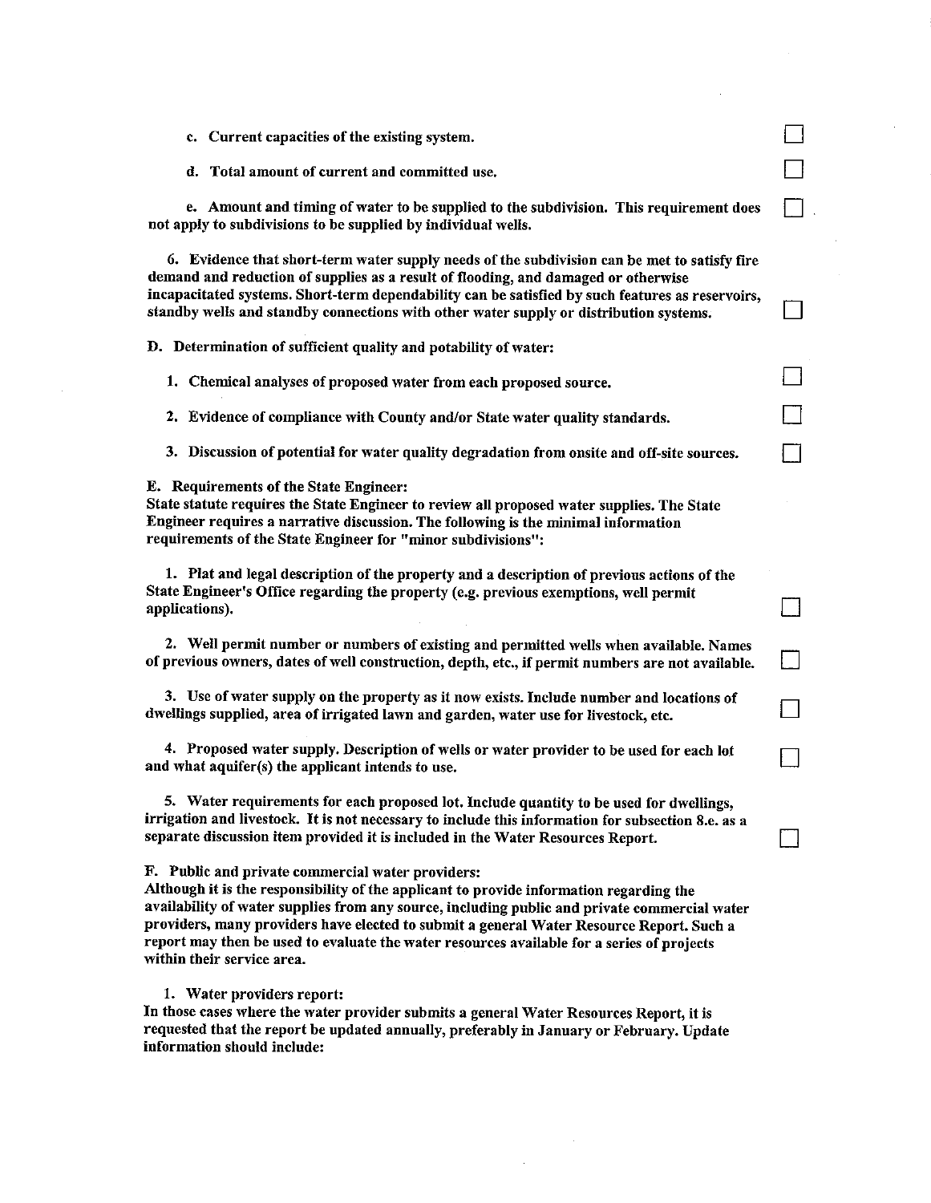c. Current capacities of the existing system. ☐

d. Total amount of current and committed use. ☐

e. Amount and timing of water to be supplied to the subdivision. This requirement does not apply to subdivisions to be supplied by individual wells. ☐

6. Evidence that short-term water supply needs of the subdivision can be met to satisfy fire demand and reduction of supplies as a result of flooding, and damaged or otherwise incapacitated systems. Short-term dependability can be satisfied by such features as reservoirs, standby wells and standby connections with other water supply or distribution systems. ☐

**D. Determination of sufficient quality and potability of water:**

1. Chemical analyses of proposed water from each proposed source. ☐

2. Evidence of compliance with County and/or State water quality standards. ☐

3. Discussion of potential for water quality degradation from onsite and off-site sources. ☐

**E. Requirements of the State Engineer:**
State statute requires the State Engineer to review all proposed water supplies. The State Engineer requires a narrative discussion. The following is the minimal information requirements of the State Engineer for "minor subdivisions":

1. Plat and legal description of the property and a description of previous actions of the State Engineer's Office regarding the property (e.g. previous exemptions, well permit applications). ☐

2. Well permit number or numbers of existing and permitted wells when available. Names of previous owners, dates of well construction, depth, etc., if permit numbers are not available. ☐

3. Use of water supply on the property as it now exists. Include number and locations of dwellings supplied, area of irrigated lawn and garden, water use for livestock, etc. ☐

4. Proposed water supply. Description of wells or water provider to be used for each lot and what aquifer(s) the applicant intends to use. ☐

5. Water requirements for each proposed lot. Include quantity to be used for dwellings, irrigation and livestock. It is not necessary to include this information for subsection 8.e. as a separate discussion item provided it is included in the Water Resources Report. ☐

**F. Public and private commercial water providers:**
Although it is the responsibility of the applicant to provide information regarding the availability of water supplies from any source, including public and private commercial water providers, many providers have elected to submit a general Water Resource Report. Such a report may then be used to evaluate the water resources available for a series of projects within their service area.

1. Water providers report:
In those cases where the water provider submits a general Water Resources Report, it is requested that the report be updated annually, preferably in January or February. Update information should include: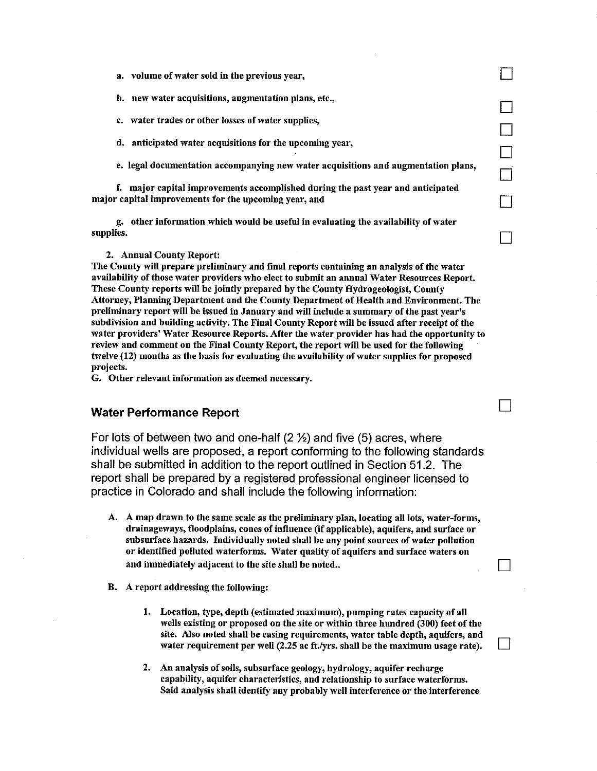a. volume of water sold in the previous year, ☐

b. new water acquisitions, augmentation plans, etc., ☐

c. water trades or other losses of water supplies, ☐

d. anticipated water acquisitions for the upcoming year, ☐

e. legal documentation accompanying new water acquisitions and augmentation plans, ☐

f. major capital improvements accomplished during the past year and anticipated major capital improvements for the upcoming year, and ☐

g. other information which would be useful in evaluating the availability of water supplies. ☐

2. Annual County Report:

The County will prepare preliminary and final reports containing an analysis of the water availability of those water providers who elect to submit an annual Water Resources Report. These County reports will be jointly prepared by the County Hydrogeologist, County Attorney, Planning Department and the County Department of Health and Environment. The preliminary report will be issued in January and will include a summary of the past year's subdivision and building activity. The Final County Report will be issued after receipt of the water providers' Water Resource Reports. After the water provider has had the opportunity to review and comment on the Final County Report, the report will be used for the following twelve (12) months as the basis for evaluating the availability of water supplies for proposed projects.

G. Other relevant information as deemed necessary.

## Water Performance Report ☐

For lots of between two and one-half (2 ½) and five (5) acres, where individual wells are proposed, a report conforming to the following standards shall be submitted in addition to the report outlined in Section 51.2. The report shall be prepared by a registered professional engineer licensed to practice in Colorado and shall include the following information:

A. A map drawn to the same scale as the preliminary plan, locating all lots, water-forms, drainageways, floodplains, cones of influence (if applicable), aquifers, and surface or subsurface hazards. Individually noted shall be any point sources of water pollution or identified polluted waterforms. Water quality of aquifers and surface waters on and immediately adjacent to the site shall be noted.. ☐

B. A report addressing the following:

1. Location, type, depth (estimated maximum), pumping rates capacity of all wells existing or proposed on the site or within three hundred (300) feet of the site. Also noted shall be casing requirements, water table depth, aquifers, and water requirement per well (2.25 ac ft./yrs. shall be the maximum usage rate). ☐

2. An analysis of soils, subsurface geology, hydrology, aquifer recharge capability, aquifer characteristics, and relationship to surface waterforms. Said analysis shall identify any probably well interference or the interference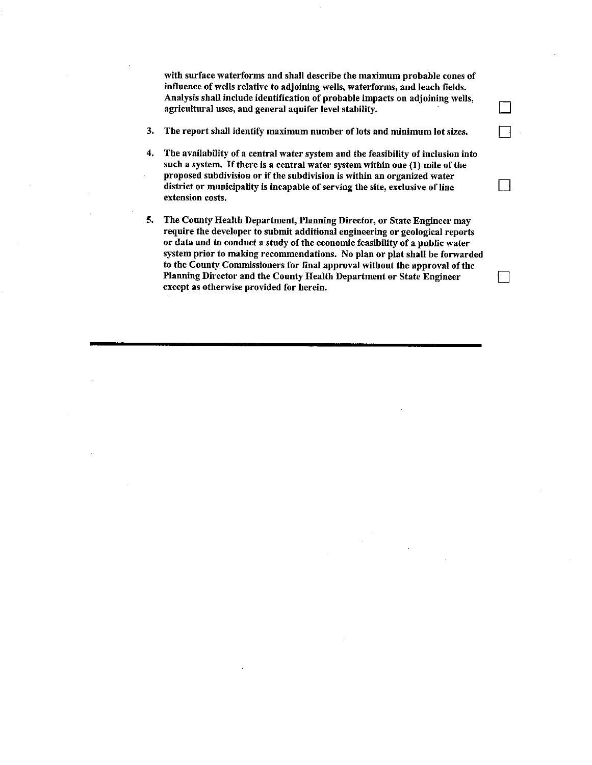**with surface waterforms and shall describe the maximum probable cones of influence of wells relative to adjoining wells, waterforms, and leach fields. Analysis shall include identification of probable impacts on adjoining wells, agricultural uses, and general aquifer level stability.** ☐

3. **The report shall identify maximum number of lots and minimum lot sizes.** ☐

4. **The availability of a central water system and the feasibility of inclusion into such a system. If there is a central water system within one (1) mile of the proposed subdivision or if the subdivision is within an organized water district or municipality is incapable of serving the site, exclusive of line extension costs.** ☐

5. **The County Health Department, Planning Director, or State Engineer may require the developer to submit additional engineering or geological reports or data and to conduct a study of the economic feasibility of a public water system prior to making recommendations. No plan or plat shall be forwarded to the County Commissioners for final approval without the approval of the Planning Director and the County Health Department or State Engineer except as otherwise provided for herein.** ☐

---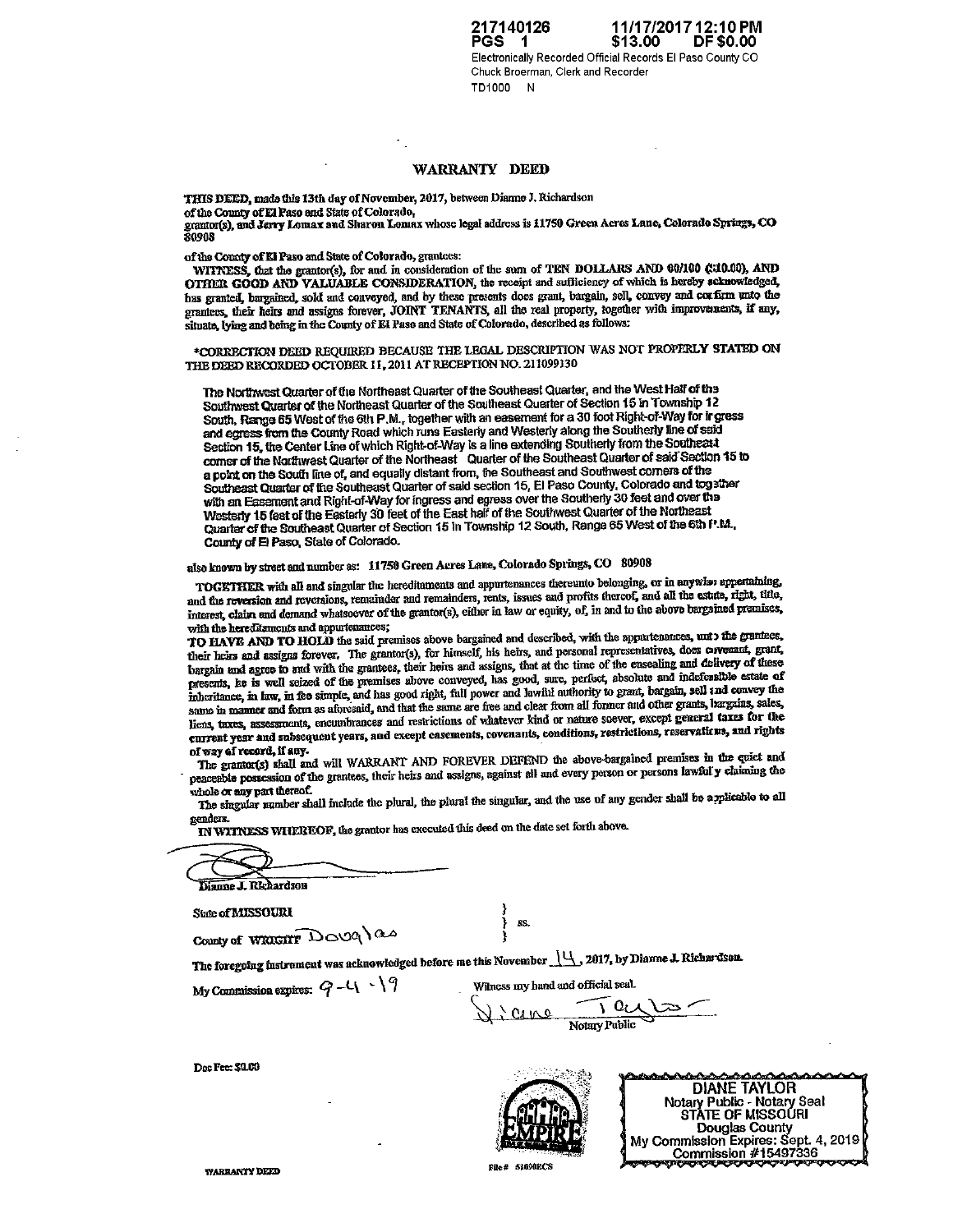217140126 11/17/2017 12:10 PM
PGS 1 $13.00 DF $0.00
Electronically Recorded Official Records El Paso County CO
Chuck Broerman, Clerk and Recorder
TD1000 N

# WARRANTY DEED

**THIS DEED,** made this 13th day of November, 2017, between Dianne J. Richardson of the County of El Paso and State of Colorado, grantor(s), and Jerry Lomax and Sharon Lomax whose legal address is 11750 Green Acres Lane, Colorado Springs, CO 80908

of the County of El Paso and State of Colorado, grantees:

**WITNESS,** that the grantor(s), for and in consideration of the sum of **TEN DOLLARS AND 00/100 ($10.00), AND OTHER GOOD AND VALUABLE CONSIDERATION,** the receipt and sufficiency of which is hereby acknowledged, has granted, bargained, sold and conveyed, and by these presents does grant, bargain, sell, convey and confirm unto the grantees, their heirs and assigns forever, **JOINT TENANTS,** all the real property, together with improvements, if any, situate, lying and being in the County of El Paso and State of Colorado, described as follows:

*CORRECTION DEED REQUIRED BECAUSE THE LEGAL DESCRIPTION WAS NOT PROPERLY STATED ON THE DEED RECORDED OCTOBER 11, 2011 AT RECEPTION NO. 211099130

The Northwest Quarter of the Northeast Quarter of the Southeast Quarter, and the West Half of the Southwest Quarter of the Northeast Quarter of the Southeast Quarter of Section 15 in Township 12 South, Range 65 West of the 6th P.M., together with an easement for a 30 foot Right-of-Way for ingress and egress from the County Road which runs Easterly and Westerly along the Southerly line of said Section 15, the Center Line of which Right-of-Way is a line extending Southerly from the Southeast corner of the Northwest Quarter of the Northeast Quarter of the Southeast Quarter of said Section 15 to a point on the South line of, and equally distant from, the Southeast and Southwest corners of the Southeast Quarter of the Southeast Quarter of said section 15, El Paso County, Colorado and together with an Easement and Right-of-Way for ingress and egress over the Southerly 30 feet and over the Westerly 15 feet of the Easterly 30 feet of the East half of the Southwest Quarter of the Northeast Quarter of the Southeast Quarter of Section 15 in Township 12 South, Range 65 West of the 6th P.M., County of El Paso, State of Colorado.

also known by street and number as: 11750 Green Acres Lane, Colorado Springs, CO 80908

**TOGETHER** with all and singular the hereditaments and appurtenances thereunto belonging, or in anywise appertaining, and the reversion and reversions, remainder and remainders, rents, issues and profits thereof, and all the estate, right, title, interest, claim and demand whatsoever of the grantor(s), either in law or equity, of, in and to the above bargained premises, with the hereditaments and appurtenances;

**TO HAVE AND TO HOLD** the said premises above bargained and described, with the appurtenances, unto the grantees, their heirs and assigns forever. The grantor(s), for himself, his heirs, and personal representatives, does covenant, grant, bargain and agree to and with the grantees, their heirs and assigns, that at the time of the ensealing and delivery of these presents, he is well seized of the premises above conveyed, has good, sure, perfect, absolute and indefeasible estate of inheritance, in law, in fee simple, and has good right, full power and lawful authority to grant, bargain, sell and convey the same in manner and form as aforesaid, and that the same are free and clear from all former and other grants, bargains, sales, liens, taxes, assessments, encumbrances and restrictions of whatever kind or nature soever, except general taxes for the current year and subsequent years, and except easements, covenants, conditions, restrictions, reservations, and rights of way of record, if any.

The grantor(s) shall and will WARRANT AND FOREVER DEFEND the above-bargained premises in the quiet and peaceable possession of the grantees, their heirs and assigns, against all and every person or persons lawfully claiming the whole or any part thereof.

The singular number shall include the plural, the plural the singular, and the use of any gender shall be applicable to all genders.

**IN WITNESS WHEREOF,** the grantor has executed this deed on the date set forth above.

Dianne J. Richardson

State of MISSOURI }
} ss.
County of ~~WRIGHT~~ Douglas }

The foregoing instrument was acknowledged before me this November 14, 2017, by Dianne J. Richardson.

My Commission expires: 9-4-19

Witness my hand and official seal.

Diane Taylor
Notary Public

DIANE TAYLOR
Notary Public - Notary Seal
STATE OF MISSOURI
Douglas County
My Commission Expires: Sept. 4, 2019
Commission #15497336

Doc Fee: $0.00

WARRANTY DEED

File # 51050ECS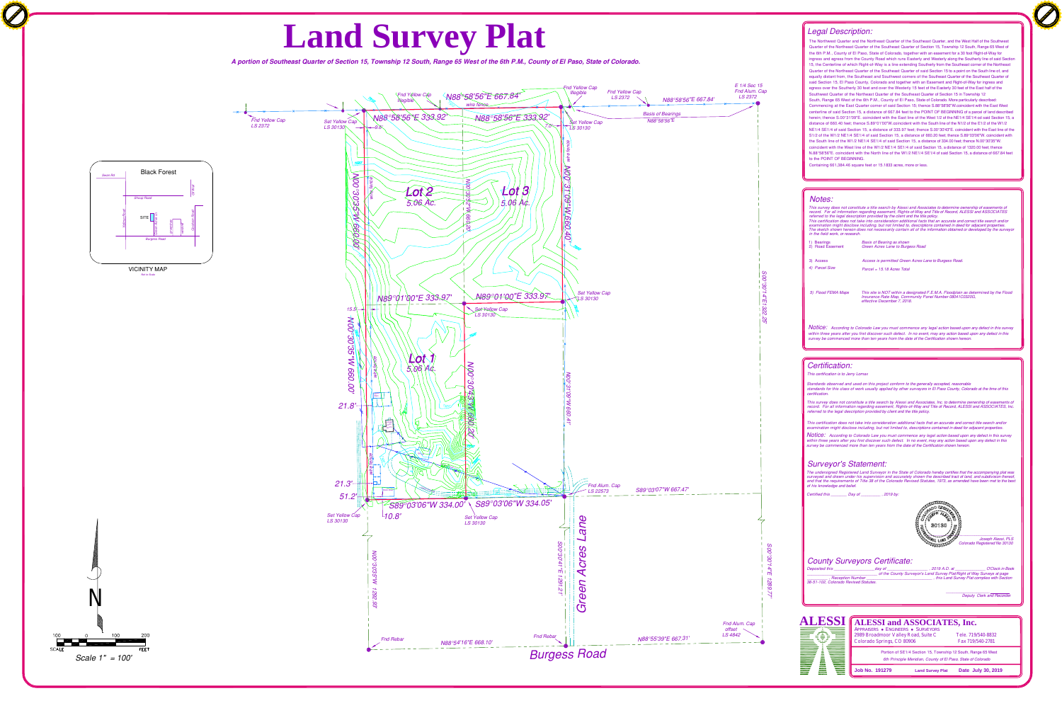# Land Survey Plat

*A portion of Southeast Quarter of Section 15, Township 12 South, Range 65 West of the 6th P.M., County of El Paso, State of Colorado.*

Fnd Yellow Cap LS 2372

Set Yellow Cap LS 30130

Fnd Yellow Cap Illegible

N88°58'56"E 667.84'

wire fence

N88°58'56"E 333.92'

N88°58'56"E 333.92'

Fnd Yellow Cap Illegible

Fnd Yellow Cap LS 2372

N88°58'56"E 667.84'

E 1/4 Sec 15 Fnd Alum. Cap LS 2372

Basis of Bearings N88°58'56"E

Set Yellow Cap LS 30130

Lot 2 5.06 Ac.

Lot 3 5.06 Ac.

N00°30'35"W 660.00'

N00°30'43"W 660.20'

N00°31'09"W 660.40'

N89°01'00"E 333.97'

N89°01'00"E 333.97'

Set Yellow Cap LS 30130

Set Yellow Cap LS 30130

S00°30'14"E 1322.25'

Lot 1 5.06 Ac.

N00°30'35"W 660.00'

N00°30'43"W 660.20'

N00°31'09"W 660.41'

21.8'

21.3'

51.2'

S89°03'06"W 334.00'

S89°03'06"W 334.05'

10.8'

Set Yellow Cap LS 30130

Set Yellow Cap LS 30130

Fnd Alum. Cap LS 22573

S89°03'07"W 667.47'

Green Acres Lane

N00°30'35"W 1320.95'

S00°30'41"E 1291.21'

S00°30'14"E 1289.77'

Fnd Rebar

N88°54'16"E 668.10'

Fnd Rebar

N88°55'39"E 667.31'

Fnd Alum. Cap offset LS 4842

Burgess Road

Scale 1" = 100'

VICINITY MAP

Black Forest

SITE

Burgess Road

## Legal Description:

The Northwest Quarter and the Northeast Quarter of the Southeast Quarter, and the West Half of the Southeast Quarter of the Northeast Quarter of the Southeast Quarter of Section 15, Township 12 South, Range 65 West of the 6th P.M., County of El Paso, State of Colorado, together with an easement for a 30 foot Right-of-Way for ingress and egress from the County Road which runs Easterly and Westerly along the Southerly line of said Section 15, the Centerline of which Right-of-Way is a line extending Southerly from the Southeast corner of the Northeast Quarter of the Northeast Quarter of the Southeast Quarter of said Section 15 to a point on the South line of, and equally distant from, the Southeast and Southwest corners of the Southeast Quarter of the Southeast Quarter of said Section 15, El Paso County, Colorado and together with an Easement and Right-of-Way for ingress and egress over the Southerly 30 feet and over the Westerly 15 feet of the Easterly 30 feet of the East half of the Southwest Quarter of the Northeast Quarter of the Southeast Quarter of Section 15 in Township 12 South, Range 65 West of the 6th P.M., County of El Paso, State of Colorado. More particularly described: Commencing at the East Quarter corner of said Section 15; thence S.88°58'56"W. coincident with the East West centerline of said Section 15, a distance of 667.84 feet to the POINT OF BEGINNING of a parcel of land described herein; thence S.00°31'09"E. coincident with the East line of the West 1/2 of the NE1/4 SE1/4 of said Section 15, a distance of 660.40 feet; thence S.89°01'00"W. coincident with the South line of the N1/2 of the E1/2 of the W1/2 NE1/4 SE1/4 of said Section 15, a distance of 333.97 feet; thence S.00°30'43"E. coincident with the East line of the S1/2 of the W1/2 NE1/4 SE1/4 of said Section 15, a distance of 660.20 feet; thence S.89°03'06"W. coincident with the South line of the W1/2 NE1/4 SE1/4 of said Section 15, a distance of 334.00 feet; thence N.00°30'35"W. coincident with the West line of the W1/2 NE1/4 SE1/4 of said Section 15, a distance of 1320.00 feet; thence N.88°58'56"E. coincident with the North line of the W1/2 NE1/4 SE1/4 of said Section 15, a distance of 667.84 feet to the POINT OF BEGINNING.

Containing 661,384.46 square feet or 15.1833 acres, more or less.

## Notes:

*This survey does not constitute a title search by Alessi and Associates to determine ownership of easements of record. For all information regarding easement, Rights-of-Way and Title of Record, ALESSI and ASSOCIATES referred to the legal description provided by the client and the title policy. This certification does not take into consideration additional facts that an accurate and correct title search and/or examination might disclose including, but not limited to, descriptions contained in deed for adjacent properties. The sketch shown hereon does not necessarily contain all of the information obtained or developed by the surveyor in the field work, or research.*

1) Bearings — Basis of Bearing as shown
2) Road Easement — Green Acres Lane to Burgess Road
3) Access — Access is permitted Green Acres Lane to Burgess Road.
4) Parcel Size — Parcel = 15.18 Acres Total
5) Flood FEMA Maps — This site is NOT within a designated F.E.M.A. Floodplain as determined by the Flood Insurance Rate Map, Community Panel Number 08041C03200, effective December 7, 2018.

*Notice: According to Colorado Law you must commence any legal action based upon any defect in this survey within three years after you first discover such defect. In no event, may any action based upon any defect in this survey be commenced more than ten years from the date of the Certification shown hereon.*

## Certification:

*This certification is to Jerry Lomax*

*Standards observed and used on this project conform to the generally accepted, reasonable standards for this class of work usually applied by other surveyors in El Paso County, Colorado at the time of this certification.*

*This survey does not constitute a title search by Alessi and Associates, Inc. to determine ownership of easements of record. For all information regarding easement, Rights-of-Way and Title of Record, ALESSI and ASSOCIATES, Inc. referred to the legal description provided by the client and the title policy.*

*This certification does not take into consideration additional facts that an accurate and correct title search and/or examination might disclose including, but not limited to, descriptions contained in deed for adjacent properties.*

*Notice: According to Colorado Law you must commence any legal action based upon any defect in this survey within three years after you first discover such defect. In no event, may any action based upon any defect in this survey be commenced more than ten years from the date of the Certification shown hereon.*

## Surveyor's Statement:

*The undersigned Registered Land Surveyor in the State of Colorado hereby certifies that the accompanying plat was surveyed and drawn under his supervision and accurately shown the described tract of land, and subdivision thereof, and that the requirements of Title 38 of the Colorado Revised Statutes, 1973, as amended have been met to the best of his knowledge and belief.*

Certified this _______ Day of __________, 2019 by:

Joseph Alessi, PLS
Colorado Registered No 30130

## County Surveyors Certificate:

Deposited this __________ day of __________________, 2019 A.D. at __________ O'Clock in Book __________ of the County Surveyor's Land Survey Plat/Right of Way Surveys at page __________ Reception Number __________________, this Land Survey Plat complies with Section 38-51-102, Colorado Revised Statutes.

Deputy Clerk and Recorder

**ALESSI and ASSOCIATES, Inc.**
Appraisers • Engineers • Surveyors
2989 Broadmoor Valley Road, Suite C
Colorado Springs, CO 80906
Tele. 719/540-8832
Fax 719/540-2781

Portion of SE1/4 Section 15, Township 12 South, Range 65 West
6th Principle Meridian, County of El Paso, State of Colorado

Job No. 191279 — Land Survey Plat — Date July 30, 2019